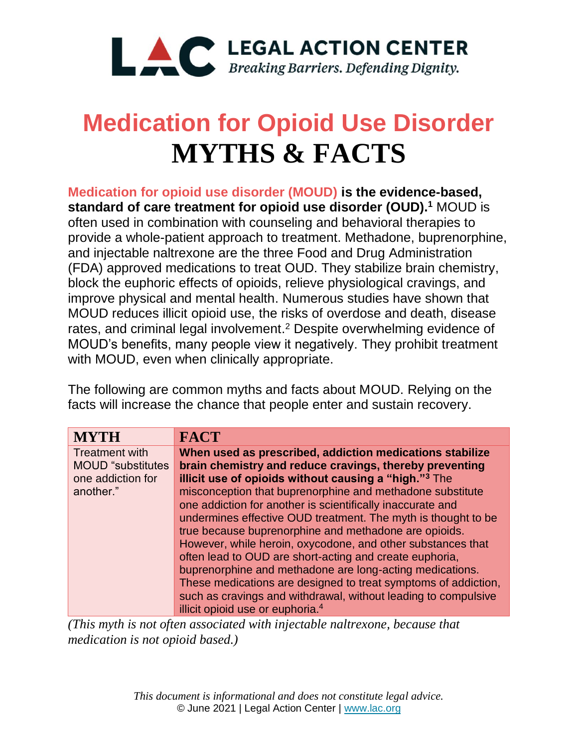**LEGAL ACTION CENTER**
*Breaking Barriers. Defending Dignity.*

# Medication for Opioid Use Disorder
# MYTHS & FACTS

**Medication for opioid use disorder (MOUD) is the evidence-based, standard of care treatment for opioid use disorder (OUD).[1]** MOUD is often used in combination with counseling and behavioral therapies to provide a whole-patient approach to treatment. Methadone, buprenorphine, and injectable naltrexone are the three Food and Drug Administration (FDA) approved medications to treat OUD. They stabilize brain chemistry, block the euphoric effects of opioids, relieve physiological cravings, and improve physical and mental health. Numerous studies have shown that MOUD reduces illicit opioid use, the risks of overdose and death, disease rates, and criminal legal involvement.[2] Despite overwhelming evidence of MOUD's benefits, many people view it negatively. They prohibit treatment with MOUD, even when clinically appropriate.

The following are common myths and facts about MOUD. Relying on the facts will increase the chance that people enter and sustain recovery.

| MYTH | FACT |
|---|---|
| Treatment with MOUD "substitutes one addiction for another." | **When used as prescribed, addiction medications stabilize brain chemistry and reduce cravings, thereby preventing illicit use of opioids without causing a "high."[3]** The misconception that buprenorphine and methadone substitute one addiction for another is scientifically inaccurate and undermines effective OUD treatment. The myth is thought to be true because buprenorphine and methadone are opioids. However, while heroin, oxycodone, and other substances that often lead to OUD are short-acting and create euphoria, buprenorphine and methadone are long-acting medications. These medications are designed to treat symptoms of addiction, such as cravings and withdrawal, without leading to compulsive illicit opioid use or euphoria.[4] |

*(This myth is not often associated with injectable naltrexone, because that medication is not opioid based.)*

*This document is informational and does not constitute legal advice.*
© June 2021 | Legal Action Center | www.lac.org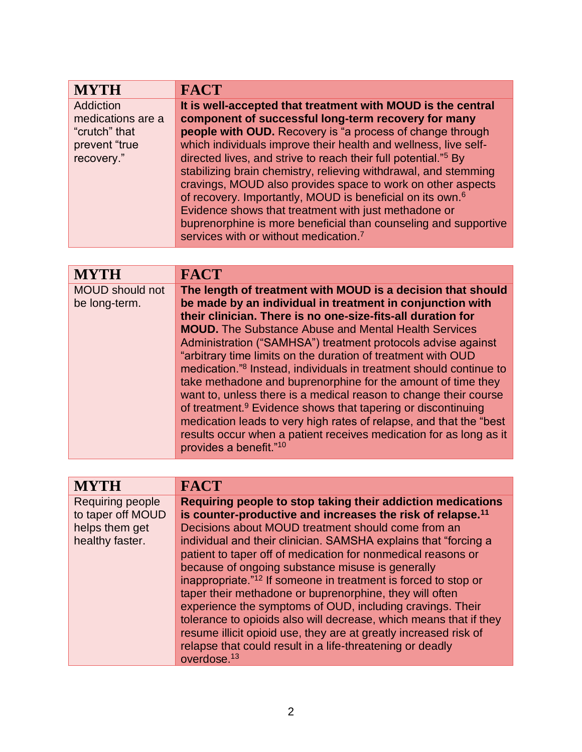| MYTH | FACT |
|---|---|
| Addiction medications are a "crutch" that prevent "true recovery." | **It is well-accepted that treatment with MOUD is the central component of successful long-term recovery for many people with OUD.** Recovery is "a process of change through which individuals improve their health and wellness, live self-directed lives, and strive to reach their full potential."[5] By stabilizing brain chemistry, relieving withdrawal, and stemming cravings, MOUD also provides space to work on other aspects of recovery. Importantly, MOUD is beneficial on its own.[6] Evidence shows that treatment with just methadone or buprenorphine is more beneficial than counseling and supportive services with or without medication.[7] |

| MYTH | FACT |
|---|---|
| MOUD should not be long-term. | **The length of treatment with MOUD is a decision that should be made by an individual in treatment in conjunction with their clinician. There is no one-size-fits-all duration for MOUD.** The Substance Abuse and Mental Health Services Administration ("SAMHSA") treatment protocols advise against "arbitrary time limits on the duration of treatment with OUD medication."[8] Instead, individuals in treatment should continue to take methadone and buprenorphine for the amount of time they want to, unless there is a medical reason to change their course of treatment.[9] Evidence shows that tapering or discontinuing medication leads to very high rates of relapse, and that the "best results occur when a patient receives medication for as long as it provides a benefit."[10] |

| MYTH | FACT |
|---|---|
| Requiring people to taper off MOUD helps them get healthy faster. | **Requiring people to stop taking their addiction medications is counter-productive and increases the risk of relapse.[11]** Decisions about MOUD treatment should come from an individual and their clinician. SAMSHA explains that "forcing a patient to taper off of medication for nonmedical reasons or because of ongoing substance misuse is generally inappropriate."[12] If someone in treatment is forced to stop or taper their methadone or buprenorphine, they will often experience the symptoms of OUD, including cravings. Their tolerance to opioids also will decrease, which means that if they resume illicit opioid use, they are at greatly increased risk of relapse that could result in a life-threatening or deadly overdose.[13] |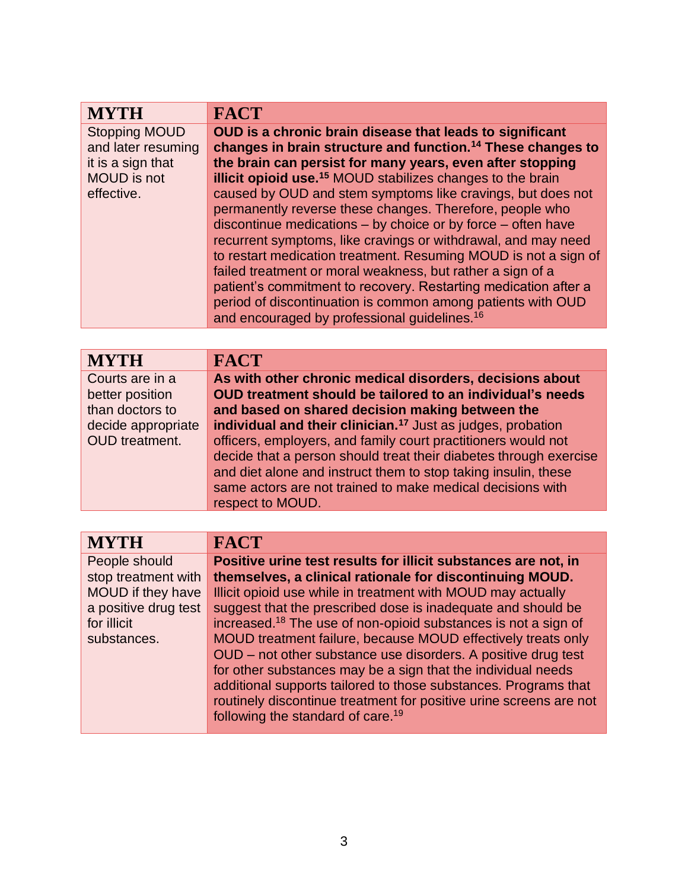| MYTH | FACT |
| --- | --- |
| Stopping MOUD and later resuming it is a sign that MOUD is not effective. | **OUD is a chronic brain disease that leads to significant changes in brain structure and function.[14] These changes to the brain can persist for many years, even after stopping illicit opioid use.[15]** MOUD stabilizes changes to the brain caused by OUD and stem symptoms like cravings, but does not permanently reverse these changes. Therefore, people who discontinue medications – by choice or by force – often have recurrent symptoms, like cravings or withdrawal, and may need to restart medication treatment. Resuming MOUD is not a sign of failed treatment or moral weakness, but rather a sign of a patient's commitment to recovery. Restarting medication after a period of discontinuation is common among patients with OUD and encouraged by professional guidelines.[16] |

| MYTH | FACT |
| --- | --- |
| Courts are in a better position than doctors to decide appropriate OUD treatment. | **As with other chronic medical disorders, decisions about OUD treatment should be tailored to an individual's needs and based on shared decision making between the individual and their clinician.[17]** Just as judges, probation officers, employers, and family court practitioners would not decide that a person should treat their diabetes through exercise and diet alone and instruct them to stop taking insulin, these same actors are not trained to make medical decisions with respect to MOUD. |

| MYTH | FACT |
| --- | --- |
| People should stop treatment with MOUD if they have a positive drug test for illicit substances. | **Positive urine test results for illicit substances are not, in themselves, a clinical rationale for discontinuing MOUD.** Illicit opioid use while in treatment with MOUD may actually suggest that the prescribed dose is inadequate and should be increased.[18] The use of non-opioid substances is not a sign of MOUD treatment failure, because MOUD effectively treats only OUD – not other substance use disorders. A positive drug test for other substances may be a sign that the individual needs additional supports tailored to those substances. Programs that routinely discontinue treatment for positive urine screens are not following the standard of care.[19] |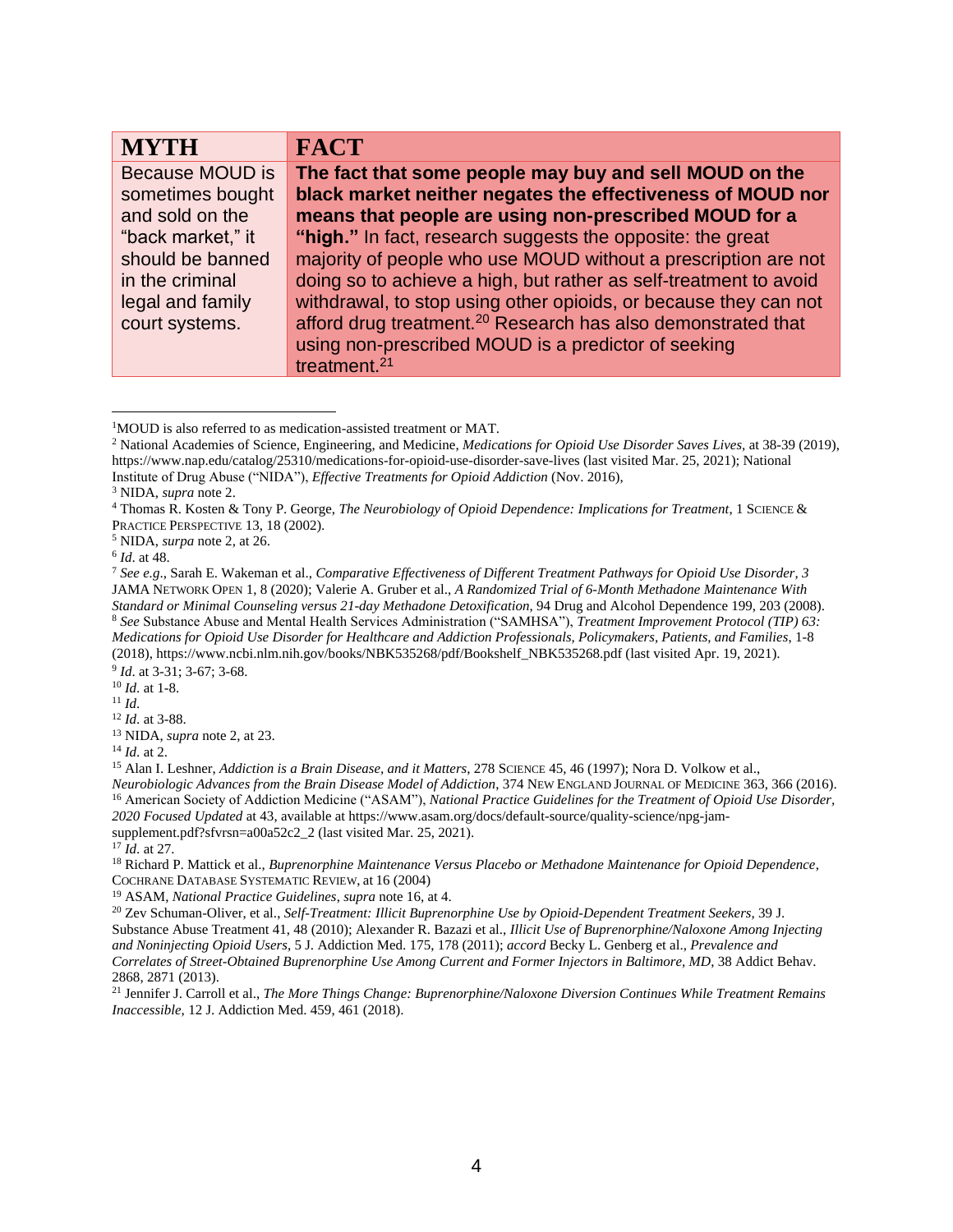| MYTH | FACT |
| --- | --- |
| Because MOUD is sometimes bought and sold on the "back market," it should be banned in the criminal legal and family court systems. | **The fact that some people may buy and sell MOUD on the black market neither negates the effectiveness of MOUD nor means that people are using non-prescribed MOUD for a "high."** In fact, research suggests the opposite: the great majority of people who use MOUD without a prescription are not doing so to achieve a high, but rather as self-treatment to avoid withdrawal, to stop using other opioids, or because they can not afford drug treatment.[20] Research has also demonstrated that using non-prescribed MOUD is a predictor of seeking treatment.[21] |

---

[1]MOUD is also referred to as medication-assisted treatment or MAT.

[2] National Academies of Science, Engineering, and Medicine, *Medications for Opioid Use Disorder Saves Lives*, at 38-39 (2019), https://www.nap.edu/catalog/25310/medications-for-opioid-use-disorder-saves-lives (last visited Mar. 25, 2021); National Institute of Drug Abuse ("NIDA"), *Effective Treatments for Opioid Addiction* (Nov. 2016),

[3] NIDA, *supra* note 2.

[4] Thomas R. Kosten & Tony P. George, *The Neurobiology of Opioid Dependence: Implications for Treatment*, 1 Science & Practice Perspective 13, 18 (2002).

[5] NIDA, *surpa* note 2, at 26.

[6] *Id*. at 48.

[7] *See e.g*., Sarah E. Wakeman et al., *Comparative Effectiveness of Different Treatment Pathways for Opioid Use Disorder, 3* JAMA Network Open 1, 8 (2020); Valerie A. Gruber et al., *A Randomized Trial of 6-Month Methadone Maintenance With Standard or Minimal Counseling versus 21-day Methadone Detoxification*, 94 Drug and Alcohol Dependence 199, 203 (2008).

[8] *See* Substance Abuse and Mental Health Services Administration ("SAMHSA"), *Treatment Improvement Protocol (TIP) 63: Medications for Opioid Use Disorder for Healthcare and Addiction Professionals, Policymakers, Patients, and Families*, 1-8 (2018), https://www.ncbi.nlm.nih.gov/books/NBK535268/pdf/Bookshelf_NBK535268.pdf (last visited Apr. 19, 2021).

[9] *Id*. at 3-31; 3-67; 3-68.

[10] *Id*. at 1-8.

[11] *Id*.

[12] *Id*. at 3-88.

[13] NIDA, *supra* note 2, at 23.

[14] *Id*. at 2.

[15] Alan I. Leshner, *Addiction is a Brain Disease, and it Matters*, 278 Science 45, 46 (1997); Nora D. Volkow et al., *Neurobiologic Advances from the Brain Disease Model of Addiction*, 374 New England Journal of Medicine 363, 366 (2016).

[16] American Society of Addiction Medicine ("ASAM"), *National Practice Guidelines for the Treatment of Opioid Use Disorder, 2020 Focused Updated* at 43, available at https://www.asam.org/docs/default-source/quality-science/npg-jam-supplement.pdf?sfvrsn=a00a52c2_2 (last visited Mar. 25, 2021).

[17] *Id*. at 27.

[18] Richard P. Mattick et al., *Buprenorphine Maintenance Versus Placebo or Methadone Maintenance for Opioid Dependence*, Cochrane Database Systematic Review, at 16 (2004)

[19] ASAM, *National Practice Guidelines*, *supra* note 16, at 4.

[20] Zev Schuman-Oliver, et al., *Self-Treatment: Illicit Buprenorphine Use by Opioid-Dependent Treatment Seekers*, 39 J. Substance Abuse Treatment 41, 48 (2010); Alexander R. Bazazi et al., *Illicit Use of Buprenorphine/Naloxone Among Injecting and Noninjecting Opioid Users*, 5 J. Addiction Med. 175, 178 (2011); *accord* Becky L. Genberg et al., *Prevalence and Correlates of Street-Obtained Buprenorphine Use Among Current and Former Injectors in Baltimore, MD*, 38 Addict Behav. 2868, 2871 (2013).

[21] Jennifer J. Carroll et al., *The More Things Change: Buprenorphine/Naloxone Diversion Continues While Treatment Remains Inaccessible*, 12 J. Addiction Med. 459, 461 (2018).